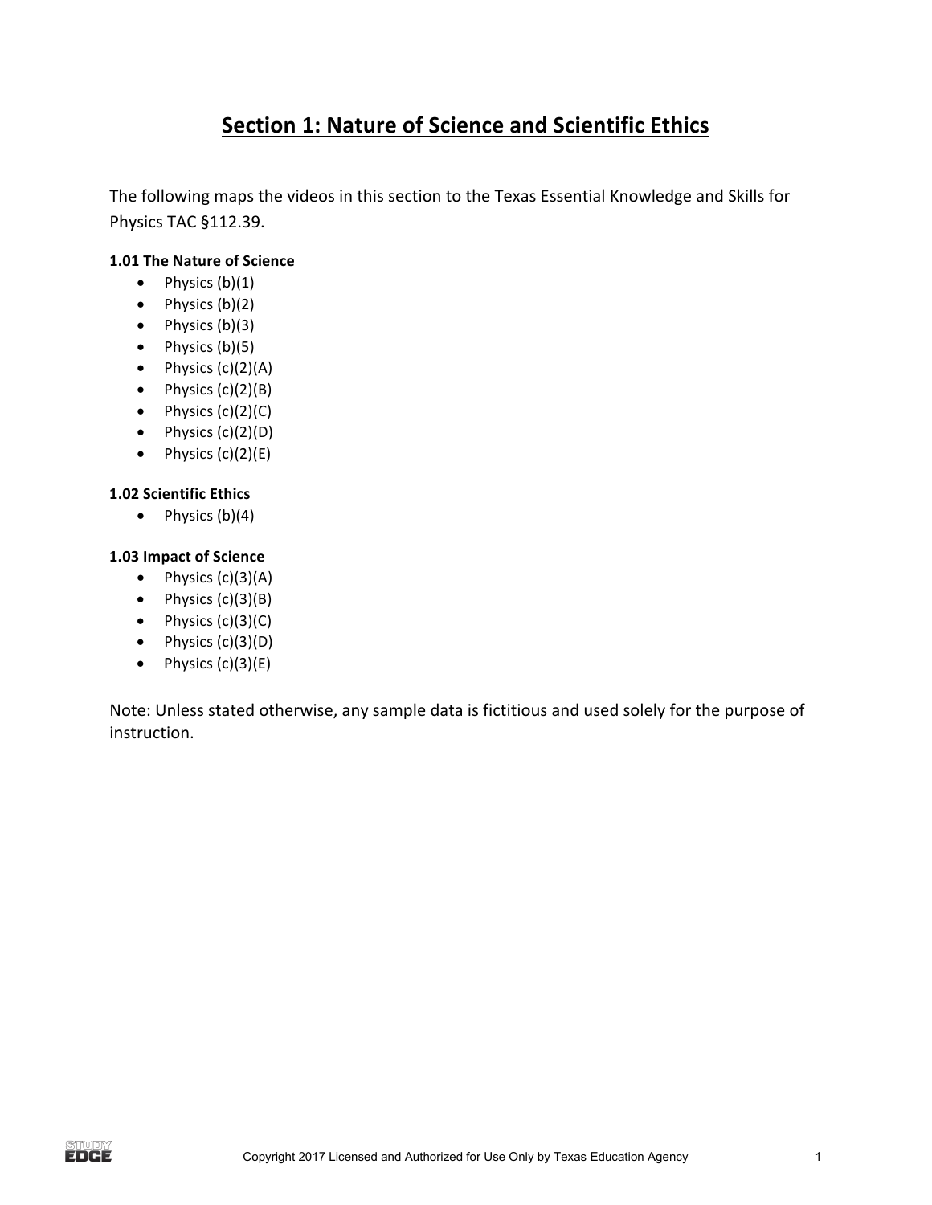# Section 1: Nature of Science and Scientific Ethics

The following maps the videos in this section to the Texas Essential Knowledge and Skills for Physics TAC §112.39.

**1.01 The Nature of Science**

- Physics (b)(1)
- Physics (b)(2)
- Physics (b)(3)
- Physics (b)(5)
- Physics (c)(2)(A)
- Physics (c)(2)(B)
- Physics (c)(2)(C)
- Physics (c)(2)(D)
- Physics (c)(2)(E)

**1.02 Scientific Ethics**

- Physics (b)(4)

**1.03 Impact of Science**

- Physics (c)(3)(A)
- Physics (c)(3)(B)
- Physics (c)(3)(C)
- Physics (c)(3)(D)
- Physics (c)(3)(E)

Note: Unless stated otherwise, any sample data is fictitious and used solely for the purpose of instruction.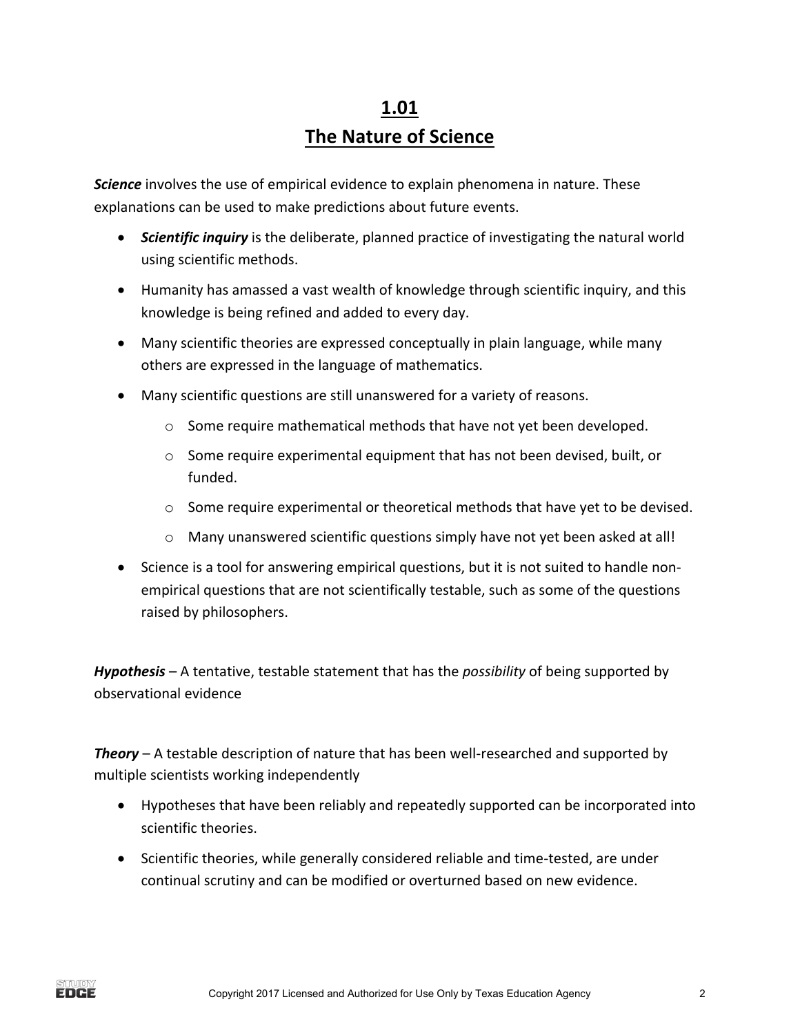# 1.01 The Nature of Science

***Science*** involves the use of empirical evidence to explain phenomena in nature. These explanations can be used to make predictions about future events.

- ***Scientific inquiry*** is the deliberate, planned practice of investigating the natural world using scientific methods.
- Humanity has amassed a vast wealth of knowledge through scientific inquiry, and this knowledge is being refined and added to every day.
- Many scientific theories are expressed conceptually in plain language, while many others are expressed in the language of mathematics.
- Many scientific questions are still unanswered for a variety of reasons.
  - Some require mathematical methods that have not yet been developed.
  - Some require experimental equipment that has not been devised, built, or funded.
  - Some require experimental or theoretical methods that have yet to be devised.
  - Many unanswered scientific questions simply have not yet been asked at all!
- Science is a tool for answering empirical questions, but it is not suited to handle non-empirical questions that are not scientifically testable, such as some of the questions raised by philosophers.

***Hypothesis*** – A tentative, testable statement that has the *possibility* of being supported by observational evidence

***Theory*** – A testable description of nature that has been well-researched and supported by multiple scientists working independently

- Hypotheses that have been reliably and repeatedly supported can be incorporated into scientific theories.
- Scientific theories, while generally considered reliable and time-tested, are under continual scrutiny and can be modified or overturned based on new evidence.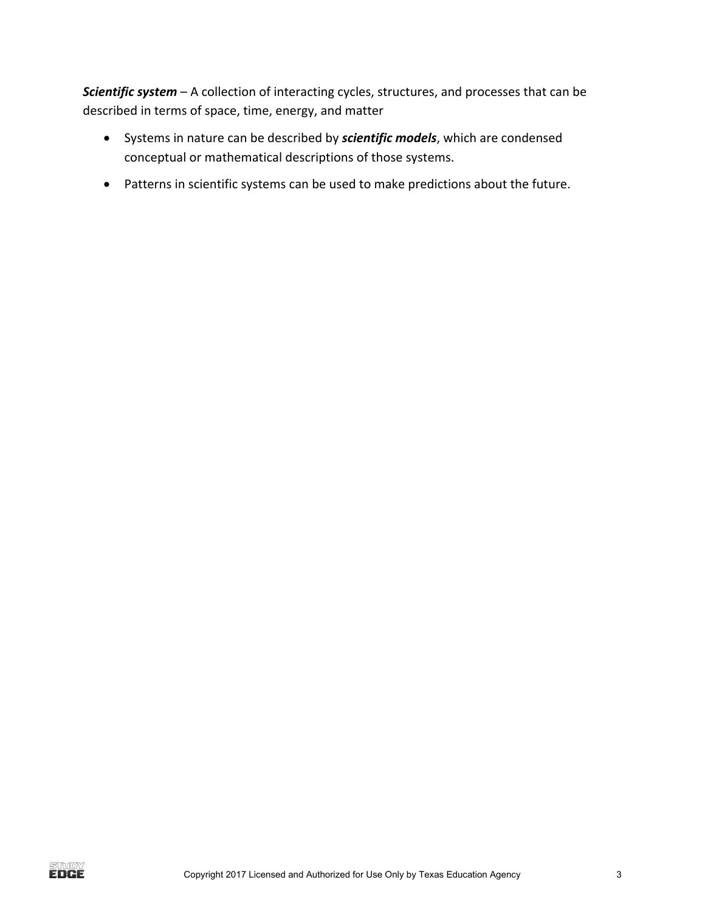***Scientific system*** – A collection of interacting cycles, structures, and processes that can be described in terms of space, time, energy, and matter

- Systems in nature can be described by ***scientific models***, which are condensed conceptual or mathematical descriptions of those systems.
- Patterns in scientific systems can be used to make predictions about the future.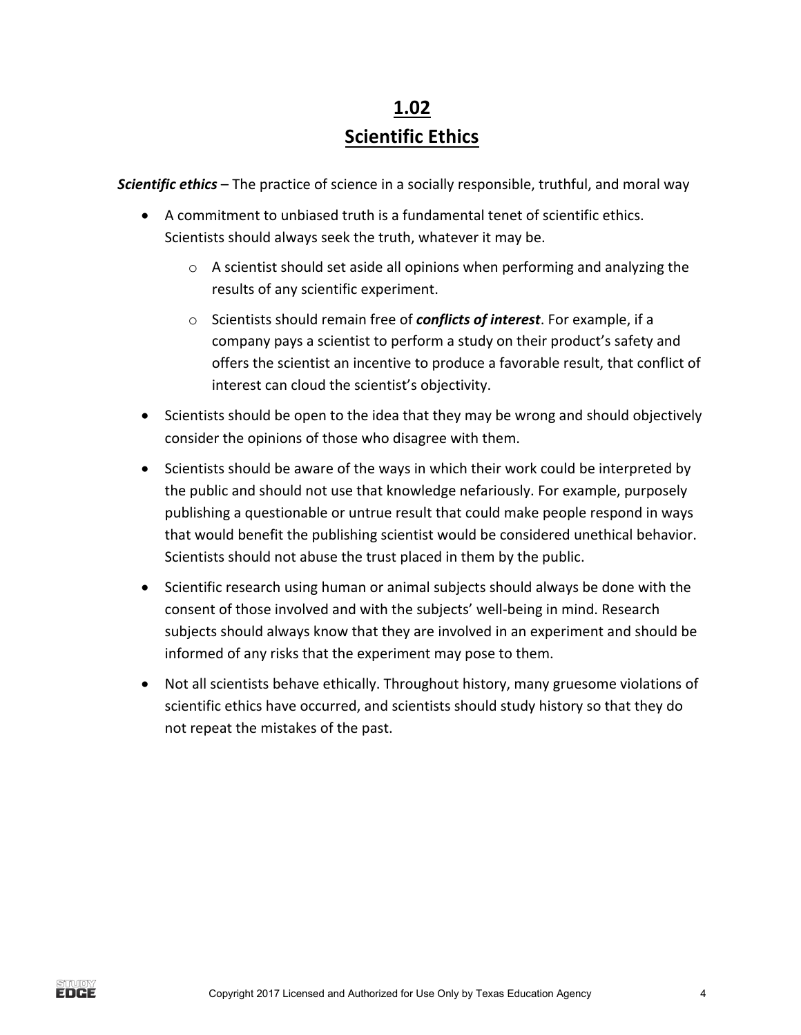# 1.02
## Scientific Ethics

***Scientific ethics*** – The practice of science in a socially responsible, truthful, and moral way

- A commitment to unbiased truth is a fundamental tenet of scientific ethics. Scientists should always seek the truth, whatever it may be.
    - A scientist should set aside all opinions when performing and analyzing the results of any scientific experiment.
    - Scientists should remain free of ***conflicts of interest***. For example, if a company pays a scientist to perform a study on their product's safety and offers the scientist an incentive to produce a favorable result, that conflict of interest can cloud the scientist's objectivity.
- Scientists should be open to the idea that they may be wrong and should objectively consider the opinions of those who disagree with them.
- Scientists should be aware of the ways in which their work could be interpreted by the public and should not use that knowledge nefariously. For example, purposely publishing a questionable or untrue result that could make people respond in ways that would benefit the publishing scientist would be considered unethical behavior. Scientists should not abuse the trust placed in them by the public.
- Scientific research using human or animal subjects should always be done with the consent of those involved and with the subjects' well-being in mind. Research subjects should always know that they are involved in an experiment and should be informed of any risks that the experiment may pose to them.
- Not all scientists behave ethically. Throughout history, many gruesome violations of scientific ethics have occurred, and scientists should study history so that they do not repeat the mistakes of the past.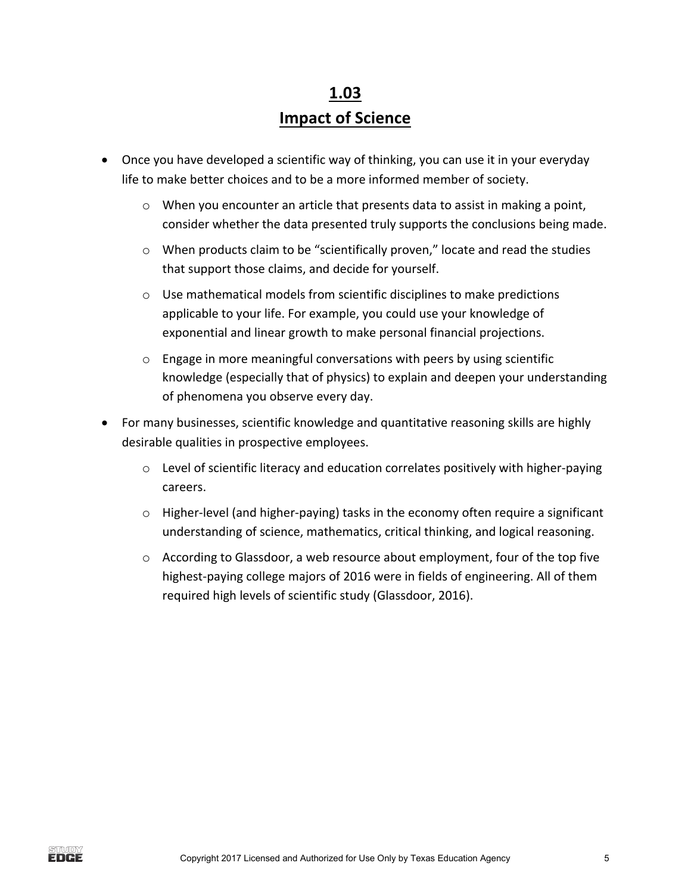# 1.03
## Impact of Science

- Once you have developed a scientific way of thinking, you can use it in your everyday life to make better choices and to be a more informed member of society.
  - When you encounter an article that presents data to assist in making a point, consider whether the data presented truly supports the conclusions being made.
  - When products claim to be "scientifically proven," locate and read the studies that support those claims, and decide for yourself.
  - Use mathematical models from scientific disciplines to make predictions applicable to your life. For example, you could use your knowledge of exponential and linear growth to make personal financial projections.
  - Engage in more meaningful conversations with peers by using scientific knowledge (especially that of physics) to explain and deepen your understanding of phenomena you observe every day.
- For many businesses, scientific knowledge and quantitative reasoning skills are highly desirable qualities in prospective employees.
  - Level of scientific literacy and education correlates positively with higher-paying careers.
  - Higher-level (and higher-paying) tasks in the economy often require a significant understanding of science, mathematics, critical thinking, and logical reasoning.
  - According to Glassdoor, a web resource about employment, four of the top five highest-paying college majors of 2016 were in fields of engineering. All of them required high levels of scientific study (Glassdoor, 2016).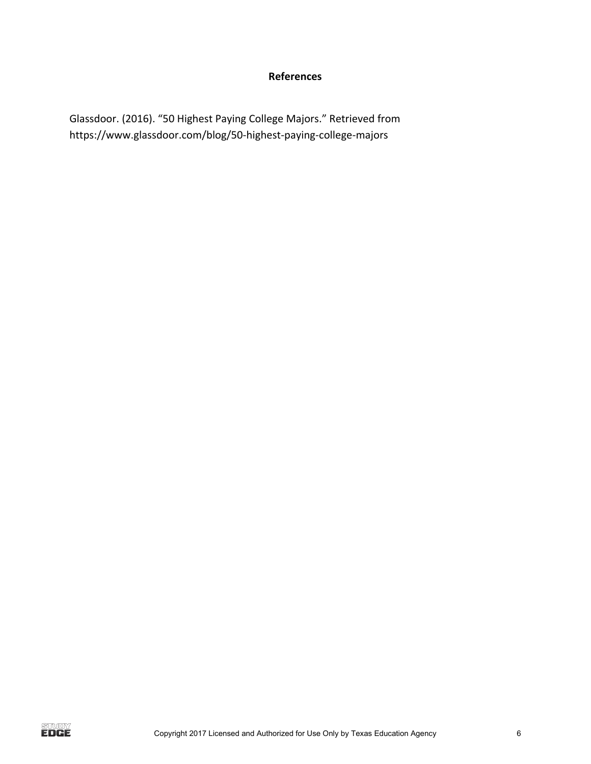## References

Glassdoor. (2016). “50 Highest Paying College Majors.” Retrieved from https://www.glassdoor.com/blog/50-highest-paying-college-majors